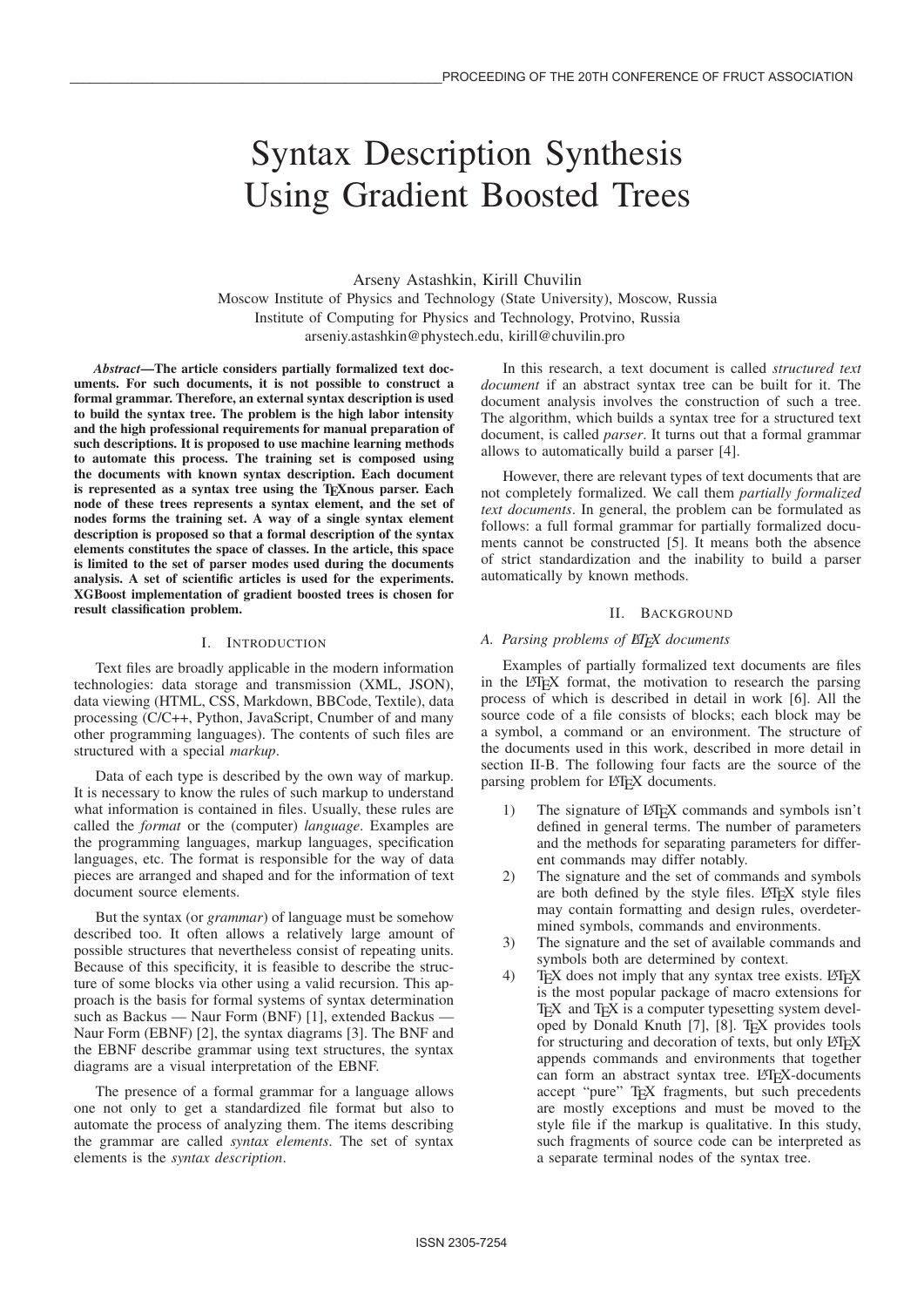# Syntax Description Synthesis Using Gradient Boosted Trees

Arseny Astashkin, Kirill Chuvilin
Moscow Institute of Physics and Technology (State University), Moscow, Russia
Institute of Computing for Physics and Technology, Protvino, Russia
arseniy.astashkin@phystech.edu, kirill@chuvilin.pro

***Abstract*—The article considers partially formalized text documents. For such documents, it is not possible to construct a formal grammar. Therefore, an external syntax description is used to build the syntax tree. The problem is the high labor intensity and the high professional requirements for manual preparation of such descriptions. It is proposed to use machine learning methods to automate this process. The training set is composed using the documents with known syntax description. Each document is represented as a syntax tree using the TEXnous parser. Each node of these trees represents a syntax element, and the set of nodes forms the training set. A way of a single syntax element description is proposed so that a formal description of the syntax elements constitutes the space of classes. In the article, this space is limited to the set of parser modes used during the documents analysis. A set of scientific articles is used for the experiments. XGBoost implementation of gradient boosted trees is chosen for result classification problem.**

## I. Introduction

Text files are broadly applicable in the modern information technologies: data storage and transmission (XML, JSON), data viewing (HTML, CSS, Markdown, BBCode, Textile), data processing (C/C++, Python, JavaScript, Cnumber of and many other programming languages). The contents of such files are structured with a special *markup*.

Data of each type is described by the own way of markup. It is necessary to know the rules of such markup to understand what information is contained in files. Usually, these rules are called the *format* or the (computer) *language*. Examples are the programming languages, markup languages, specification languages, etc. The format is responsible for the way of data pieces are arranged and shaped and for the information of text document source elements.

But the syntax (or *grammar*) of language must be somehow described too. It often allows a relatively large amount of possible structures that nevertheless consist of repeating units. Because of this specificity, it is feasible to describe the structure of some blocks via other using a valid recursion. This approach is the basis for formal systems of syntax determination such as Backus — Naur Form (BNF) [1], extended Backus — Naur Form (EBNF) [2], the syntax diagrams [3]. The BNF and the EBNF describe grammar using text structures, the syntax diagrams are a visual interpretation of the EBNF.

The presence of a formal grammar for a language allows one not only to get a standardized file format but also to automate the process of analyzing them. The items describing the grammar are called *syntax elements*. The set of syntax elements is the *syntax description*.

In this research, a text document is called *structured text document* if an abstract syntax tree can be built for it. The document analysis involves the construction of such a tree. The algorithm, which builds a syntax tree for a structured text document, is called *parser*. It turns out that a formal grammar allows to automatically build a parser [4].

However, there are relevant types of text documents that are not completely formalized. We call them *partially formalized text documents*. In general, the problem can be formulated as follows: a full formal grammar for partially formalized documents cannot be constructed [5]. It means both the absence of strict standardization and the inability to build a parser automatically by known methods.

## II. Background

### A. Parsing problems of LaTeX documents

Examples of partially formalized text documents are files in the LaTeX format, the motivation to research the parsing process of which is described in detail in work [6]. All the source code of a file consists of blocks; each block may be a symbol, a command or an environment. The structure of the documents used in this work, described in more detail in section II-B. The following four facts are the source of the parsing problem for LaTeX documents.

1) The signature of LaTeX commands and symbols isn't defined in general terms. The number of parameters and the methods for separating parameters for different commands may differ notably.
2) The signature and the set of commands and symbols are both defined by the style files. LaTeX style files may contain formatting and design rules, overdetermined symbols, commands and environments.
3) The signature and the set of available commands and symbols both are determined by context.
4) TeX does not imply that any syntax tree exists. LaTeX is the most popular package of macro extensions for TeX and TeX is a computer typesetting system developed by Donald Knuth [7], [8]. TeX provides tools for structuring and decoration of texts, but only LaTeX appends commands and environments that together can form an abstract syntax tree. LaTeX-documents accept "pure" TeX fragments, but such precedents are mostly exceptions and must be moved to the style file if the markup is qualitative. In this study, such fragments of source code can be interpreted as a separate terminal nodes of the syntax tree.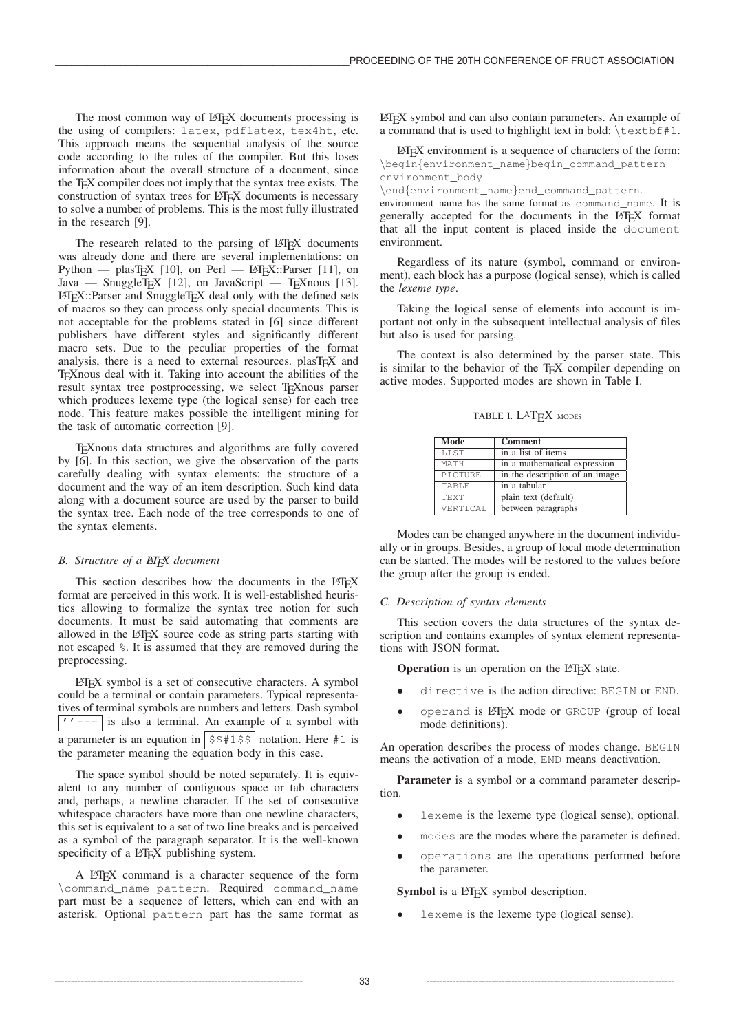The most common way of LaTeX documents processing is the using of compilers: `latex`, `pdflatex`, `tex4ht`, etc. This approach means the sequential analysis of the source code according to the rules of the compiler. But this loses information about the overall structure of a document, since the TeX compiler does not imply that the syntax tree exists. The construction of syntax trees for LaTeX documents is necessary to solve a number of problems. This is the most fully illustrated in the research [9].

The research related to the parsing of LaTeX documents was already done and there are several implementations: on Python — plasTeX [10], on Perl — LaTeX::Parser [11], on Java — SnuggleTeX [12], on JavaScript — TeXnous [13]. LaTeX::Parser and SnuggleTeX deal only with the defined sets of macros so they can process only special documents. This is not acceptable for the problems stated in [6] since different publishers have different styles and significantly different macro sets. Due to the peculiar properties of the format analysis, there is a need to external resources. plasTeX and TeXnous deal with it. Taking into account the abilities of the result syntax tree postprocessing, we select TeXnous parser which produces lexeme type (the logical sense) for each tree node. This feature makes possible the intelligent mining for the task of automatic correction [9].

TeXnous data structures and algorithms are fully covered by [6]. In this section, we give the observation of the parts carefully dealing with syntax elements: the structure of a document and the way of an item description. Such kind data along with a document source are used by the parser to build the syntax tree. Each node of the tree corresponds to one of the syntax elements.

### B. Structure of a LaTeX document

This section describes how the documents in the LaTeX format are perceived in this work. It is well-established heuristics allowing to formalize the syntax tree notion for such documents. It must be said automating that comments are allowed in the LaTeX source code as string parts starting with not escaped `%`. It is assumed that they are removed during the preprocessing.

LaTeX symbol is a set of consecutive characters. A symbol could be a terminal or contain parameters. Typical representatives of terminal symbols are numbers and letters. Dash symbol `''---` is also a terminal. An example of a symbol with a parameter is an equation in `$$#1$$` notation. Here `#1` is the parameter meaning the equation body in this case.

The space symbol should be noted separately. It is equivalent to any number of contiguous space or tab characters and, perhaps, a newline character. If the set of consecutive whitespace characters have more than one newline characters, this set is equivalent to a set of two line breaks and is perceived as a symbol of the paragraph separator. It is the well-known specificity of a LaTeX publishing system.

A LaTeX command is a character sequence of the form `\command_name pattern`. Required `command_name` part must be a sequence of letters, which can end with an asterisk. Optional `pattern` part has the same format as LaTeX symbol and can also contain parameters. An example of a command that is used to highlight text in bold: `\textbf#1`.

LaTeX environment is a sequence of characters of the form: `\begin{environment_name}begin_command_pattern environment_body \end{environment_name}end_command_pattern`. environment_name has the same format as `command_name`. It is generally accepted for the documents in the LaTeX format that all the input content is placed inside the `document` environment.

Regardless of its nature (symbol, command or environment), each block has a purpose (logical sense), which is called the *lexeme type*.

Taking the logical sense of elements into account is important not only in the subsequent intellectual analysis of files but also is used for parsing.

The context is also determined by the parser state. This is similar to the behavior of the TeX compiler depending on active modes. Supported modes are shown in Table I.

TABLE I. LaTeX MODES

| Mode | Comment |
|---|---|
| LIST | in a list of items |
| MATH | in a mathematical expression |
| PICTURE | in the description of an image |
| TABLE | in a tabular |
| TEXT | plain text (default) |
| VERTICAL | between paragraphs |

Modes can be changed anywhere in the document individually or in groups. Besides, a group of local mode determination can be started. The modes will be restored to the values before the group after the group is ended.

### C. Description of syntax elements

This section covers the data structures of the syntax description and contains examples of syntax element representations with JSON format.

**Operation** is an operation on the LaTeX state.

- `directive` is the action directive: `BEGIN` or `END`.
- `operand` is LaTeX mode or `GROUP` (group of local mode definitions).

An operation describes the process of modes change. `BEGIN` means the activation of a mode, `END` means deactivation.

**Parameter** is a symbol or a command parameter description.

- `lexeme` is the lexeme type (logical sense), optional.
- `modes` are the modes where the parameter is defined.
- `operations` are the operations performed before the parameter.

**Symbol** is a LaTeX symbol description.

- `lexeme` is the lexeme type (logical sense).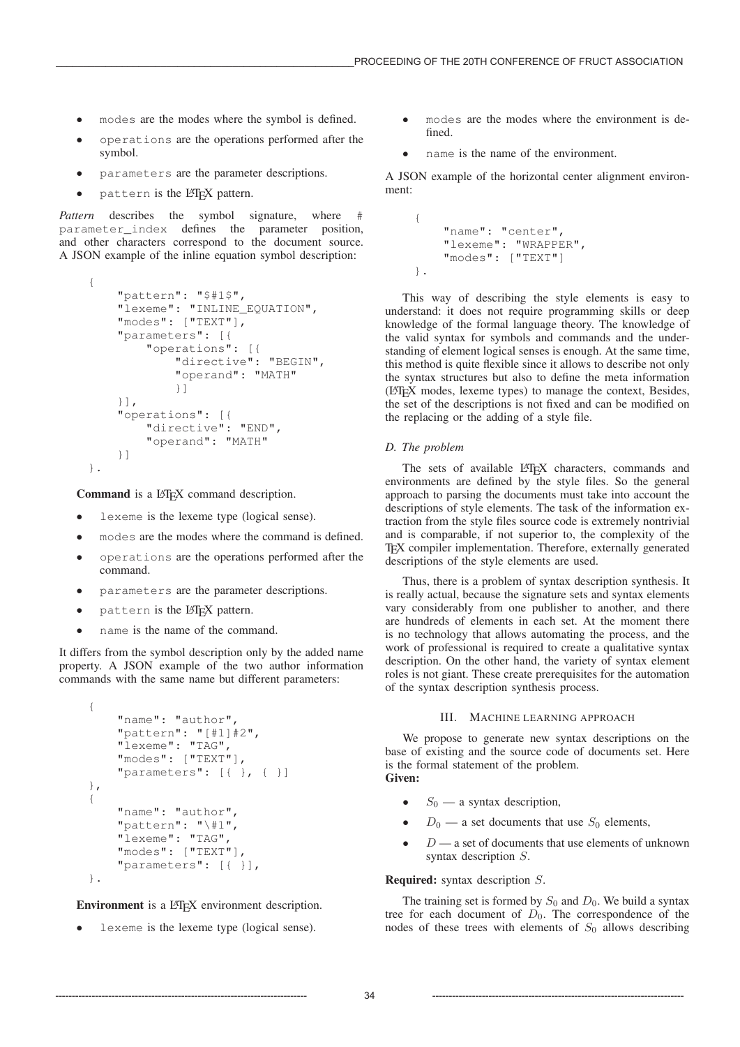- modes are the modes where the symbol is defined.
- operations are the operations performed after the symbol.
- parameters are the parameter descriptions.
- pattern is the LaTeX pattern.

*Pattern* describes the symbol signature, where #parameter_index defines the parameter position, and other characters correspond to the document source. A JSON example of the inline equation symbol description:

```
{
    "pattern": "$#1$",
    "lexeme": "INLINE_EQUATION",
    "modes": ["TEXT"],
    "parameters": [{
        "operations": [{
            "directive": "BEGIN",
            "operand": "MATH"
            }]
    }],
    "operations": [{
        "directive": "END",
        "operand": "MATH"
    }]
}.
```

**Command** is a LaTeX command description.

- lexeme is the lexeme type (logical sense).
- modes are the modes where the command is defined.
- operations are the operations performed after the command.
- parameters are the parameter descriptions.
- pattern is the LaTeX pattern.
- name is the name of the command.

It differs from the symbol description only by the added name property. A JSON example of the two author information commands with the same name but different parameters:

```
{
    "name": "author",
    "pattern": "[#1]#2",
    "lexeme": "TAG",
    "modes": ["TEXT"],
    "parameters": [{ }, { }]
},
{
    "name": "author",
    "pattern": "\#1",
    "lexeme": "TAG",
    "modes": ["TEXT"],
    "parameters": [{ }],
}.
```

**Environment** is a LaTeX environment description.

- lexeme is the lexeme type (logical sense).
- modes are the modes where the environment is defined.
- name is the name of the environment.

A JSON example of the horizontal center alignment environment:

```
{
    "name": "center",
    "lexeme": "WRAPPER",
    "modes": ["TEXT"]
}.
```

This way of describing the style elements is easy to understand: it does not require programming skills or deep knowledge of the formal language theory. The knowledge of the valid syntax for symbols and commands and the understanding of element logical senses is enough. At the same time, this method is quite flexible since it allows to describe not only the syntax structures but also to define the meta information (LaTeX modes, lexeme types) to manage the context, Besides, the set of the descriptions is not fixed and can be modified on the replacing or the adding of a style file.

### *D. The problem*

The sets of available LaTeX characters, commands and environments are defined by the style files. So the general approach to parsing the documents must take into account the descriptions of style elements. The task of the information extraction from the style files source code is extremely nontrivial and is comparable, if not superior to, the complexity of the TeX compiler implementation. Therefore, externally generated descriptions of the style elements are used.

Thus, there is a problem of syntax description synthesis. It is really actual, because the signature sets and syntax elements vary considerably from one publisher to another, and there are hundreds of elements in each set. At the moment there is no technology that allows automating the process, and the work of professional is required to create a qualitative syntax description. On the other hand, the variety of syntax element roles is not giant. These create prerequisites for the automation of the syntax description synthesis process.

## III. MACHINE LEARNING APPROACH

We propose to generate new syntax descriptions on the base of existing and the source code of documents set. Here is the formal statement of the problem.

**Given:**

- $S_0$ — a syntax description,
- $D_0$ — a set documents that use $S_0$ elements,
- $D$ — a set of documents that use elements of unknown syntax description $S$.

**Required:** syntax description $S$.

The training set is formed by $S_0$ and $D_0$. We build a syntax tree for each document of $D_0$. The correspondence of the nodes of these trees with elements of $S_0$ allows describing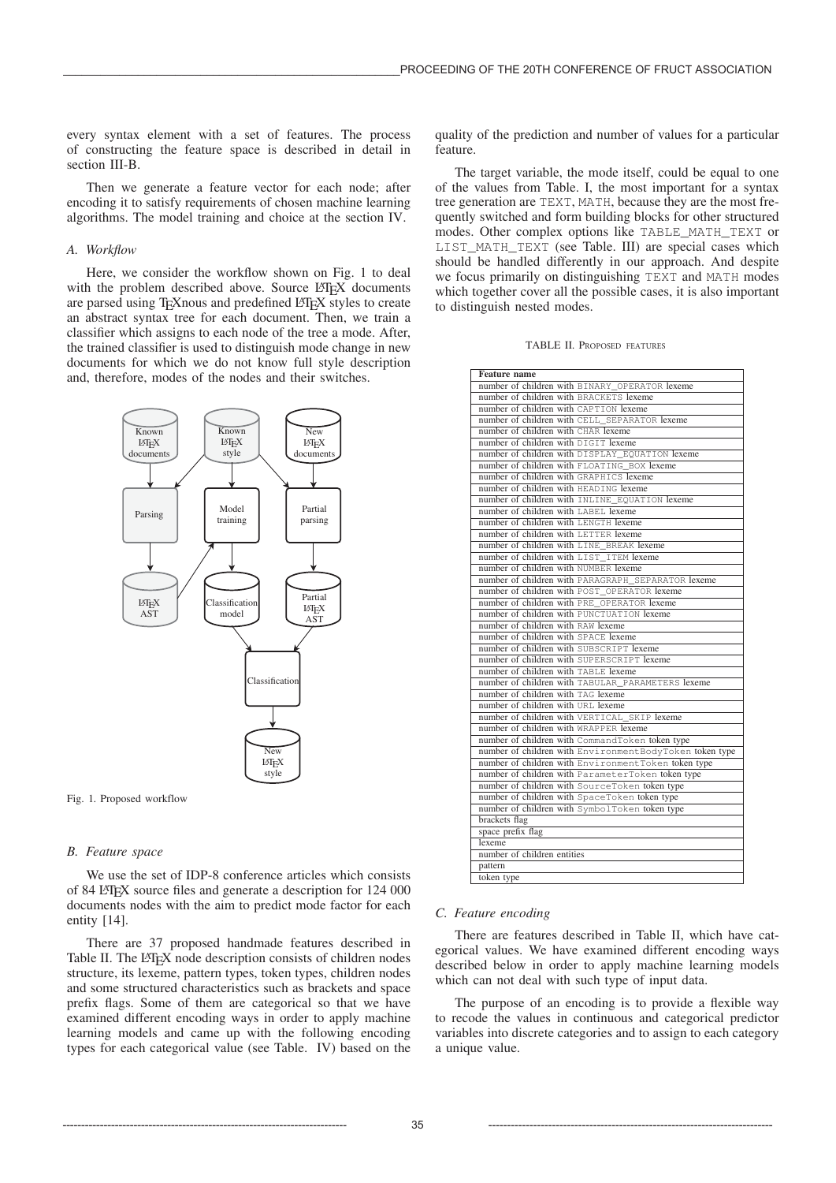every syntax element with a set of features. The process of constructing the feature space is described in detail in section III-B.

Then we generate a feature vector for each node; after encoding it to satisfy requirements of chosen machine learning algorithms. The model training and choice at the section IV.

### *A. Workflow*

Here, we consider the workflow shown on Fig. 1 to deal with the problem described above. Source LaTeX documents are parsed using TeXnous and predefined LaTeX styles to create an abstract syntax tree for each document. Then, we train a classifier which assigns to each node of the tree a mode. After, the trained classifier is used to distinguish mode change in new documents for which we do not know full style description and, therefore, modes of the nodes and their switches.

Fig. 1. Proposed workflow

### *B. Feature space*

We use the set of IDP-8 conference articles which consists of 84 LaTeX source files and generate a description for 124 000 documents nodes with the aim to predict mode factor for each entity [14].

There are 37 proposed handmade features described in Table II. The LaTeX node description consists of children nodes structure, its lexeme, pattern types, token types, children nodes and some structured characteristics such as brackets and space prefix flags. Some of them are categorical so that we have examined different encoding ways in order to apply machine learning models and came up with the following encoding types for each categorical value (see Table. IV) based on the quality of the prediction and number of values for a particular feature.

The target variable, the mode itself, could be equal to one of the values from Table. I, the most important for a syntax tree generation are `TEXT`, `MATH`, because they are the most frequently switched and form building blocks for other structured modes. Other complex options like `TABLE_MATH_TEXT` or `LIST_MATH_TEXT` (see Table. III) are special cases which should be handled differently in our approach. And despite we focus primarily on distinguishing `TEXT` and `MATH` modes which together cover all the possible cases, it is also important to distinguish nested modes.

TABLE II. Proposed features

| Feature name |
|---|
| number of children with `BINARY_OPERATOR` lexeme |
| number of children with `BRACKETS` lexeme |
| number of children with `CAPTION` lexeme |
| number of children with `CELL_SEPARATOR` lexeme |
| number of children with `CHAR` lexeme |
| number of children with `DIGIT` lexeme |
| number of children with `DISPLAY_EQUATION` lexeme |
| number of children with `FLOATING_BOX` lexeme |
| number of children with `GRAPHICS` lexeme |
| number of children with `HEADING` lexeme |
| number of children with `INLINE_EQUATION` lexeme |
| number of children with `LABEL` lexeme |
| number of children with `LENGTH` lexeme |
| number of children with `LETTER` lexeme |
| number of children with `LINE_BREAK` lexeme |
| number of children with `LIST_ITEM` lexeme |
| number of children with `NUMBER` lexeme |
| number of children with `PARAGRAPH_SEPARATOR` lexeme |
| number of children with `POST_OPERATOR` lexeme |
| number of children with `PRE_OPERATOR` lexeme |
| number of children with `PUNCTUATION` lexeme |
| number of children with `RAW` lexeme |
| number of children with `SPACE` lexeme |
| number of children with `SUBSCRIPT` lexeme |
| number of children with `SUPERSCRIPT` lexeme |
| number of children with `TABLE` lexeme |
| number of children with `TABULAR_PARAMETERS` lexeme |
| number of children with `TAG` lexeme |
| number of children with `URL` lexeme |
| number of children with `VERTICAL_SKIP` lexeme |
| number of children with `WRAPPER` lexeme |
| number of children with `CommandToken` token type |
| number of children with `EnvironmentBodyToken` token type |
| number of children with `EnvironmentToken` token type |
| number of children with `ParameterToken` token type |
| number of children with `SourceToken` token type |
| number of children with `SpaceToken` token type |
| number of children with `SymbolToken` token type |
| brackets flag |
| space prefix flag |
| lexeme |
| number of children entities |
| pattern |
| token type |

### *C. Feature encoding*

There are features described in Table II, which have categorical values. We have examined different encoding ways described below in order to apply machine learning models which can not deal with such type of input data.

The purpose of an encoding is to provide a flexible way to recode the values in continuous and categorical predictor variables into discrete categories and to assign to each category a unique value.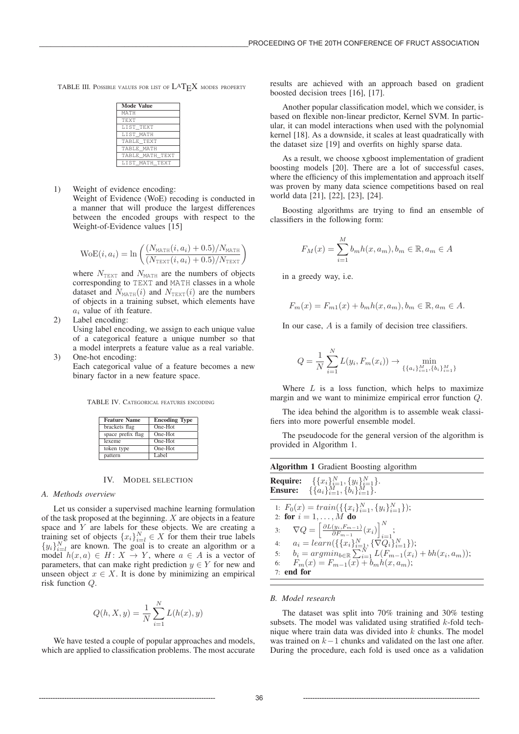TABLE III. Possible values for list of LaTeX modes property

| Mode Value |
|---|
| MATH |
| TEXT |
| LIST_TEXT |
| LIST_MATH |
| TABLE_TEXT |
| TABLE_MATH |
| TABLE_MATH_TEXT |
| LIST_MATH_TEXT |

1) Weight of evidence encoding:
   Weight of Evidence (WoE) recoding is conducted in a manner that will produce the largest differences between the encoded groups with respect to the Weight-of-Evidence values [15]

$$\text{WoE}(i, a_i) = \ln\left(\frac{(N_{\texttt{MATH}}(i, a_i) + 0.5)/N_{\texttt{MATH}}}{(N_{\texttt{TEXT}}(i, a_i) + 0.5)/N_{\texttt{TEXT}}}\right)$$

   where $N_{\texttt{TEXT}}$ and $N_{\texttt{MATH}}$ are the numbers of objects corresponding to TEXT and MATH classes in a whole dataset and $N_{\texttt{MATH}}(i)$ and $N_{\texttt{TEXT}}(i)$ are the numbers of objects in a training subset, which elements have $a_i$ value of $i$th feature.
2) Label encoding:
   Using label encoding, we assign to each unique value of a categorical feature a unique number so that a model interprets a feature value as a real variable.
3) One-hot encoding:
   Each categorical value of a feature becomes a new binary factor in a new feature space.

TABLE IV. Categorical features encoding

| Feature Name | Encoding Type |
|---|---|
| brackets flag | One-Hot |
| space prefix flag | One-Hot |
| lexeme | One-Hot |
| token type | One-Hot |
| pattern | Label |

## IV. Model Selection

### A. Methods overview

Let us consider a supervised machine learning formulation of the task proposed at the beginning. $X$ are objects in a feature space and $Y$ are labels for these objects. We are creating a training set of objects $\{x_i\}_{i=l}^{N} \in X$ for them their true labels $\{y_i\}_{i=l}^{N}$ are known. The goal is to create an algorithm or a model $h(x, a) \in H\colon X \to Y$, where $a \in A$ is a vector of parameters, that can make right prediction $y \in Y$ for new and unseen object $x \in X$. It is done by minimizing an empirical risk function $Q$.

$$Q(h, X, y) = \frac{1}{N}\sum_{i=1}^{N} L(h(x), y)$$

We have tested a couple of popular approaches and models, which are applied to classification problems. The most accurate results are achieved with an approach based on gradient boosted decision trees [16], [17].

Another popular classification model, which we consider, is based on flexible non-linear predictor, Kernel SVM. In particular, it can model interactions when used with the polynomial kernel [18]. As a downside, it scales at least quadratically with the dataset size [19] and overfits on highly sparse data.

As a result, we choose xgboost implementation of gradient boosting models [20]. There are a lot of successful cases, where the efficiency of this implementation and approach itself was proven by many data science competitions based on real world data [21], [22], [23], [24].

Boosting algorithms are trying to find an ensemble of classifiers in the following form:

$$F_M(x) = \sum_{i=1}^{M} b_m h(x, a_m), b_m \in \mathbb{R}, a_m \in A$$

in a greedy way, i.e.

$$F_m(x) = F_{m1}(x) + b_m h(x, a_m), b_m \in \mathbb{R}, a_m \in A.$$

In our case, $A$ is a family of decision tree classifiers.

$$Q = \frac{1}{N}\sum_{i=1}^{N} L(y_i, F_m(x_i)) \to \min_{\{\{a_i\}_{i=1}^{M}, \{b_i\}_{i=1}^{M}\}}$$

Where $L$ is a loss function, which helps to maximize margin and we want to minimize empirical error function $Q$.

The idea behind the algorithm is to assemble weak classifiers into more powerful ensemble model.

The pseudocode for the general version of the algorithm is provided in Algorithm 1.

**Algorithm 1** Gradient Boosting algorithm

**Require:** $\{\{x_i\}_{i=1}^{N}, \{y_i\}_{i=1}^{N}\}$.
**Ensure:** $\{\{a_i\}_{1}^{M}, \{b_i\}_{1}^{M}\}$.

1: $F_0(x) = train(\{\{x_i\}_{i=1}^{N}, \{y_i\}_{i=1}^{N}\})$;
2: **for** $i = 1, \ldots, M$ **do**
3: $\quad \nabla Q = \left[\frac{\partial L(y_i, F_{m-1})}{\partial F_{m-1}}(x_i)\right]_{i=1}^{N}$;
4: $\quad a_i = learn(\{\{x_i\}_{i=1}^{N}, \{\nabla Q_i\}_{i=1}^{N}\})$;
5: $\quad b_i = argmin_{b \in \mathbb{R}} \sum_{i=1}^{N} L(F_{m-1}(x_i) + bh(x_i, a_m))$;
6: $\quad F_m(x) = F_{m-1}(x) + b_m h(x, a_m)$;
7: **end for**

### B. Model research

The dataset was split into 70% training and 30% testing subsets. The model was validated using stratified $k$-fold technique where train data was divided into $k$ chunks. The model was trained on $k-1$ chunks and validated on the last one after. During the procedure, each fold is used once as a validation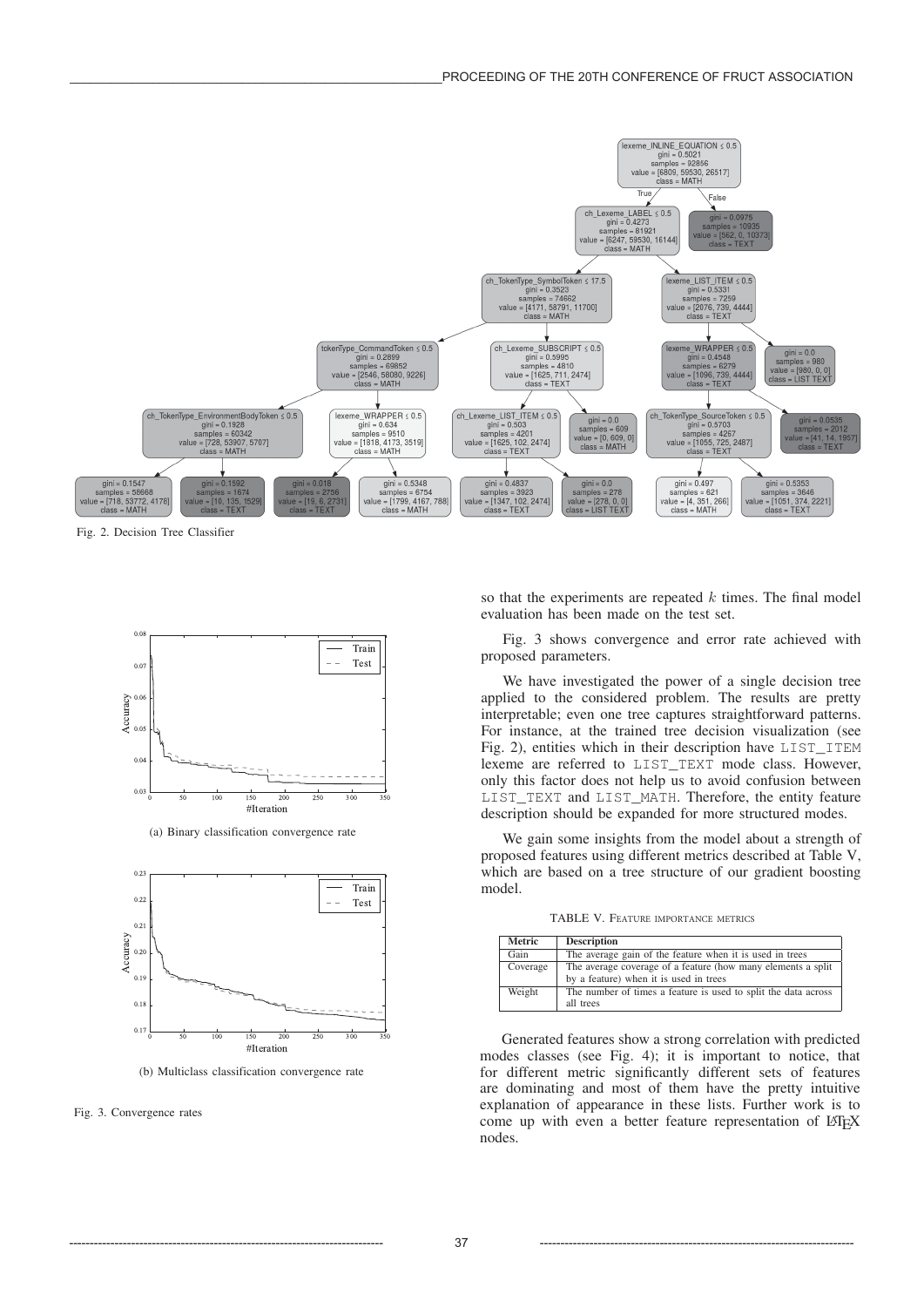Fig. 2. Decision Tree Classifier

(a) Binary classification convergence rate

(b) Multiclass classification convergence rate

Fig. 3. Convergence rates

so that the experiments are repeated $k$ times. The final model evaluation has been made on the test set.

Fig. 3 shows convergence and error rate achieved with proposed parameters.

We have investigated the power of a single decision tree applied to the considered problem. The results are pretty interpretable; even one tree captures straightforward patterns. For instance, at the trained tree decision visualization (see Fig. 2), entities which in their description have `LIST_ITEM` lexeme are referred to `LIST_TEXT` mode class. However, only this factor does not help us to avoid confusion between `LIST_TEXT` and `LIST_MATH`. Therefore, the entity feature description should be expanded for more structured modes.

We gain some insights from the model about a strength of proposed features using different metrics described at Table V, which are based on a tree structure of our gradient boosting model.

TABLE V. Feature importance metrics

| Metric | Description |
|---|---|
| Gain | The average gain of the feature when it is used in trees |
| Coverage | The average coverage of a feature (how many elements a split by a feature) when it is used in trees |
| Weight | The number of times a feature is used to split the data across all trees |

Generated features show a strong correlation with predicted modes classes (see Fig. 4); it is important to notice, that for different metric significantly different sets of features are dominating and most of them have the pretty intuitive explanation of appearance in these lists. Further work is to come up with even a better feature representation of LaTeX nodes.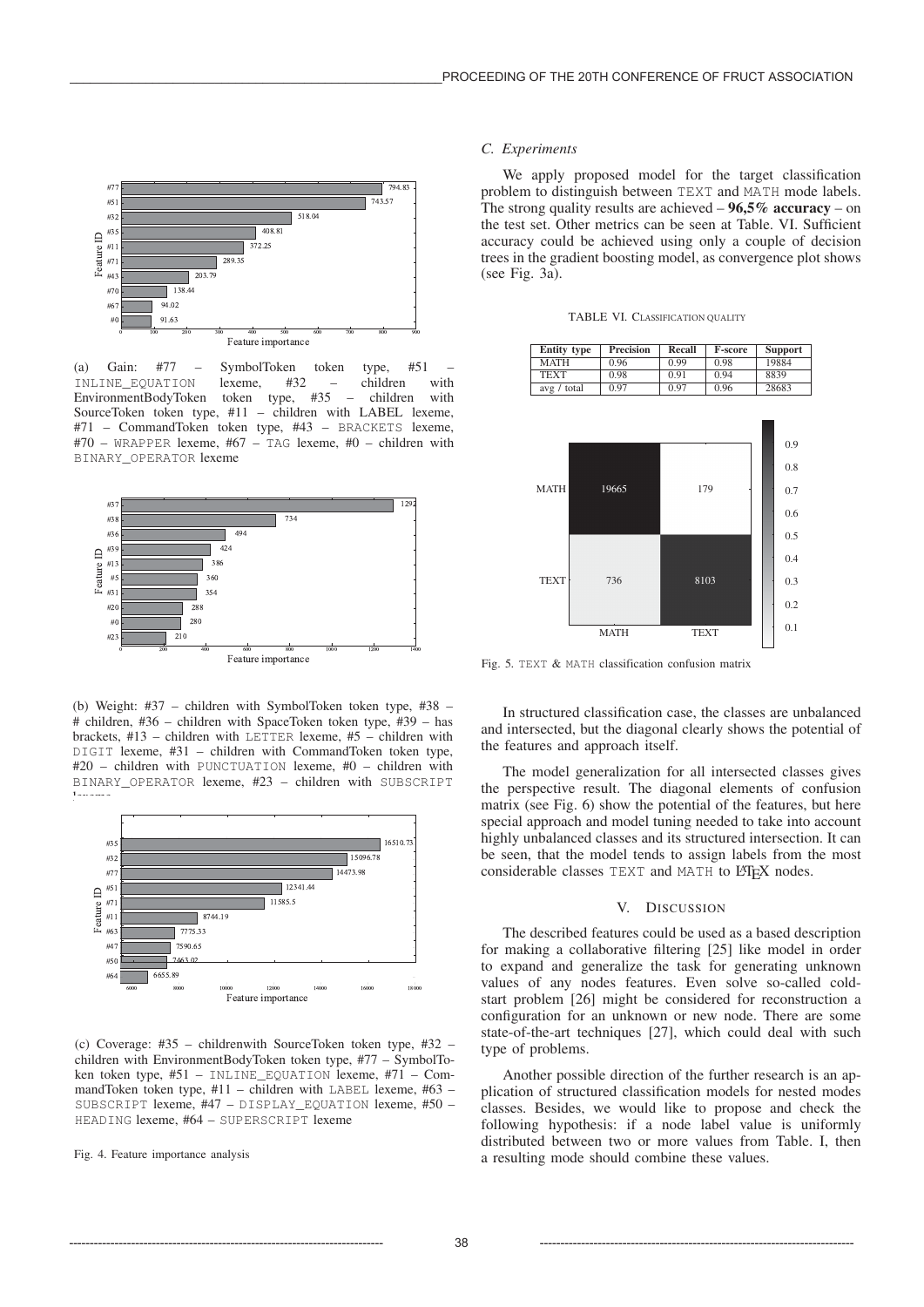(a) Gain: #77 – SymbolToken token type, #51 – INLINE_EQUATION lexeme, #32 – children with EnvironmentBodyToken token type, #35 – children with SourceToken token type, #11 – children with LABEL lexeme, #71 – CommandToken token type, #43 – BRACKETS lexeme, #70 – WRAPPER lexeme, #67 – TAG lexeme, #0 – children with BINARY_OPERATOR lexeme

(b) Weight: #37 – children with SymbolToken token type, #38 – # children, #36 – children with SpaceToken token type, #39 – has brackets, #13 – children with LETTER lexeme, #5 – children with DIGIT lexeme, #31 – children with CommandToken token type, #20 – children with PUNCTUATION lexeme, #0 – children with BINARY_OPERATOR lexeme, #23 – children with SUBSCRIPT lexeme

(c) Coverage: #35 – childrenwith SourceToken token type, #32 – children with EnvironmentBodyToken token type, #77 – SymbolToken token type, #51 – INLINE_EQUATION lexeme, #71 – CommandToken token type, #11 – children with LABEL lexeme, #63 – SUBSCRIPT lexeme, #47 – DISPLAY_EQUATION lexeme, #50 – HEADING lexeme, #64 – SUPERSCRIPT lexeme

Fig. 4. Feature importance analysis

### C. Experiments

We apply proposed model for the target classification problem to distinguish between TEXT and MATH mode labels. The strong quality results are achieved – **96,5% accuracy** – on the test set. Other metrics can be seen at Table. VI. Sufficient accuracy could be achieved using only a couple of decision trees in the gradient boosting model, as convergence plot shows (see Fig. 3a).

TABLE VI. CLASSIFICATION QUALITY

| Entity type | Precision | Recall | F-score | Support |
|---|---|---|---|---|
| MATH | 0.96 | 0.99 | 0.98 | 19884 |
| TEXT | 0.98 | 0.91 | 0.94 | 8839 |
| avg / total | 0.97 | 0.97 | 0.96 | 28683 |

Fig. 5. TEXT & MATH classification confusion matrix

In structured classification case, the classes are unbalanced and intersected, but the diagonal clearly shows the potential of the features and approach itself.

The model generalization for all intersected classes gives the perspective result. The diagonal elements of confusion matrix (see Fig. 6) show the potential of the features, but here special approach and model tuning needed to take into account highly unbalanced classes and its structured intersection. It can be seen, that the model tends to assign labels from the most considerable classes TEXT and MATH to LaTeX nodes.

## V. DISCUSSION

The described features could be used as a based description for making a collaborative filtering [25] like model in order to expand and generalize the task for generating unknown values of any nodes features. Even solve so-called cold-start problem [26] might be considered for reconstruction a configuration for an unknown or new node. There are some state-of-the-art techniques [27], which could deal with such type of problems.

Another possible direction of the further research is an application of structured classification models for nested modes classes. Besides, we would like to propose and check the following hypothesis: if a node label value is uniformly distributed between two or more values from Table. I, then a resulting mode should combine these values.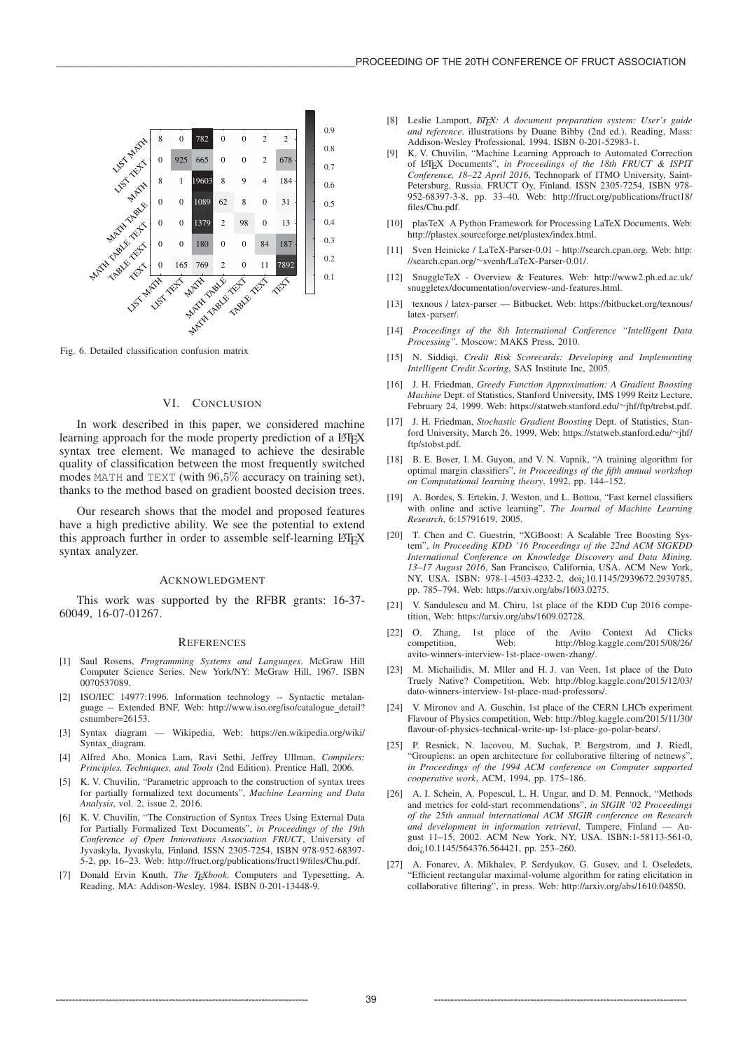LIST MATH 8 0 782 0 0 2 2

LIST TEXT 0 925 665 0 0 2 678

MATH 8 1 19603 8 9 4 184

MATH TABLE 0 0 1089 62 8 0 31

MATH TABLE TEXT 0 0 1379 2 98 0 13

TABLE TEXT 0 0 180 0 0 84 187

TEXT 0 165 769 2 0 11 7892

LIST MATH LIST TEXT MATH MATH TABLE MATH TABLE TEXT TABLE TEXT TEXT

0.9 0.8 0.7 0.6 0.5 0.4 0.3 0.2 0.1

Fig. 6. Detailed classification confusion matrix

## VI. Conclusion

In work described in this paper, we considered machine learning approach for the mode property prediction of a LaTeX syntax tree element. We managed to achieve the desirable quality of classification between the most frequently switched modes `MATH` and `TEXT` (with $96{,}5\%$ accuracy on training set), thanks to the method based on gradient boosted decision trees.

Our research shows that the model and proposed features have a high predictive ability. We see the potential to extend this approach further in order to assemble self-learning LaTeX syntax analyzer.

## Acknowledgment

This work was supported by the RFBR grants: 16-37-60049, 16-07-01267.

## References

[1] Saul Rosens, *Programming Systems and Languages*. McGraw Hill Computer Science Series. New York/NY: McGraw Hill, 1967. ISBN 0070537089.

[2] ISO/IEC 14977:1996. Information technology -- Syntactic metalanguage -- Extended BNF, Web: http://www.iso.org/iso/catalogue_detail?csnumber=26153.

[3] Syntax diagram — Wikipedia, Web: https://en.wikipedia.org/wiki/Syntax_diagram.

[4] Alfred Aho, Monica Lam, Ravi Sethi, Jeffrey Ullman, *Compilers: Principles, Techniques, and Tools* (2nd Edition). Prentice Hall, 2006.

[5] K. V. Chuvilin, "Parametric approach to the construction of syntax trees for partially formalized text documents", *Machine Learning and Data Analysis*, vol. 2, issue 2, 2016.

[6] K. V. Chuvilin, "The Construction of Syntax Trees Using External Data for Partially Formalized Text Documents", *in Proceedings of the 19th Conference of Open Innovations Association FRUCT*, University of Jyvaskyla, Jyvaskyla, Finland. ISSN 2305-7254, ISBN 978-952-68397-5-2, pp. 16–23. Web: http://fruct.org/publications/fruct19/files/Chu.pdf.

[7] Donald Ervin Knuth, *The TEXbook*. Computers and Typesetting, A. Reading, MA: Addison-Wesley, 1984. ISBN 0-201-13448-9.

[8] Leslie Lamport, *LaTeX: A document preparation system: User's guide and reference*. illustrations by Duane Bibby (2nd ed.). Reading, Mass: Addison-Wesley Professional, 1994. ISBN 0-201-52983-1.

[9] K. V. Chuvilin, "Machine Learning Approach to Automated Correction of LaTeX Documents", *in Proceedings of the 18th FRUCT & ISPIT Conference, 18–22 April 2016*, Technopark of ITMO University, Saint-Petersburg, Russia. FRUCT Oy, Finland. ISSN 2305-7254, ISBN 978-952-68397-3-8, pp. 33–40. Web: http://fruct.org/publications/fruct18/files/Chu.pdf.

[10] plasTeX A Python Framework for Processing LaTeX Documents. Web: http://plastex.sourceforge.net/plastex/index.html.

[11] Sven Heinicke / LaTeX-Parser-0.01 - http://search.cpan.org. Web: http://search.cpan.org/~svenh/LaTeX-Parser-0.01/.

[12] SnuggleTeX - Overview & Features. Web: http://www2.ph.ed.ac.uk/snuggletex/documentation/overview-and-features.html.

[13] texnous / latex-parser — Bitbucket. Web: https://bitbucket.org/texnous/latex-parser/.

[14] *Proceedings of the 8th International Conference "Intelligent Data Processing"*. Moscow: MAKS Press, 2010.

[15] N. Siddiqi, *Credit Risk Scorecards: Developing and Implementing Intelligent Credit Scoring*, SAS Institute Inc, 2005.

[16] J. H. Friedman, *Greedy Function Approximation: A Gradient Boosting Machine* Dept. of Statistics, Stanford University, IMS 1999 Reitz Lecture, February 24, 1999. Web: https://statweb.stanford.edu/~jhf/ftp/trebst.pdf.

[17] J. H. Friedman, *Stochastic Gradient Boosting* Dept. of Statistics, Stanford University, March 26, 1999, Web: https://statweb.stanford.edu/~jhf/ftp/stobst.pdf.

[18] B. E. Boser, I. M. Guyon, and V. N. Vapnik, "A training algorithm for optimal margin classifiers", *in Proceedings of the fifth annual workshop on Computational learning theory*, 1992, pp. 144–152.

[19] A. Bordes, S. Ertekin, J. Weston, and L. Bottou, "Fast kernel classifiers with online and active learning", *The Journal of Machine Learning Research*, 6:15791619, 2005.

[20] T. Chen and C. Guestrin, "XGBoost: A Scalable Tree Boosting System", *in Proceeding KDD '16 Proceedings of the 22nd ACM SIGKDD International Conference on Knowledge Discovery and Data Mining, 13–17 August 2016*, San Francisco, California, USA. ACM New York, NY, USA. ISBN: 978-1-4503-4232-2, doi¿10.1145/2939672.2939785, pp. 785–794. Web: https://arxiv.org/abs/1603.0275.

[21] V. Sandulescu and M. Chiru, 1st place of the KDD Cup 2016 competition, Web: https://arxiv.org/abs/1609.02728.

[22] O. Zhang, 1st place of the Avito Context Ad Clicks competition, Web: http://blog.kaggle.com/2015/08/26/avito-winners-interview-1st-place-owen-zhang/.

[23] M. Michailidis, M. Mller and H. J. van Veen, 1st place of the Dato Truely Native? Competition, Web: http://blog.kaggle.com/2015/12/03/dato-winners-interview-1st-place-mad-professors/.

[24] V. Mironov and A. Guschin, 1st place of the CERN LHCb experiment Flavour of Physics competition, Web: http://blog.kaggle.com/2015/11/30/flavour-of-physics-technical-write-up-1st-place-go-polar-bears/.

[25] P. Resnick, N. Iacovou, M. Suchak, P. Bergstrom, and J. Riedl, "Grouplens: an open architecture for collaborative filtering of netnews", *in Proceedings of the 1994 ACM conference on Computer supported cooperative work*, ACM, 1994, pp. 175–186.

[26] A. I. Schein, A. Popescul, L. H. Ungar, and D. M. Pennock, "Methods and metrics for cold-start recommendations", *in SIGIR '02 Proceedings of the 25th annual international ACM SIGIR conference on Research and development in information retrieval*, Tampere, Finland — August 11–15, 2002. ACM New York, NY, USA. ISBN:1-58113-561-0, doi¿10.1145/564376.564421, pp. 253–260.

[27] A. Fonarev, A. Mikhalev, P. Serdyukov, G. Gusev, and I. Oseledets, "Efficient rectangular maximal-volume algorithm for rating elicitation in collaborative filtering", in press. Web: http://arxiv.org/abs/1610.04850.